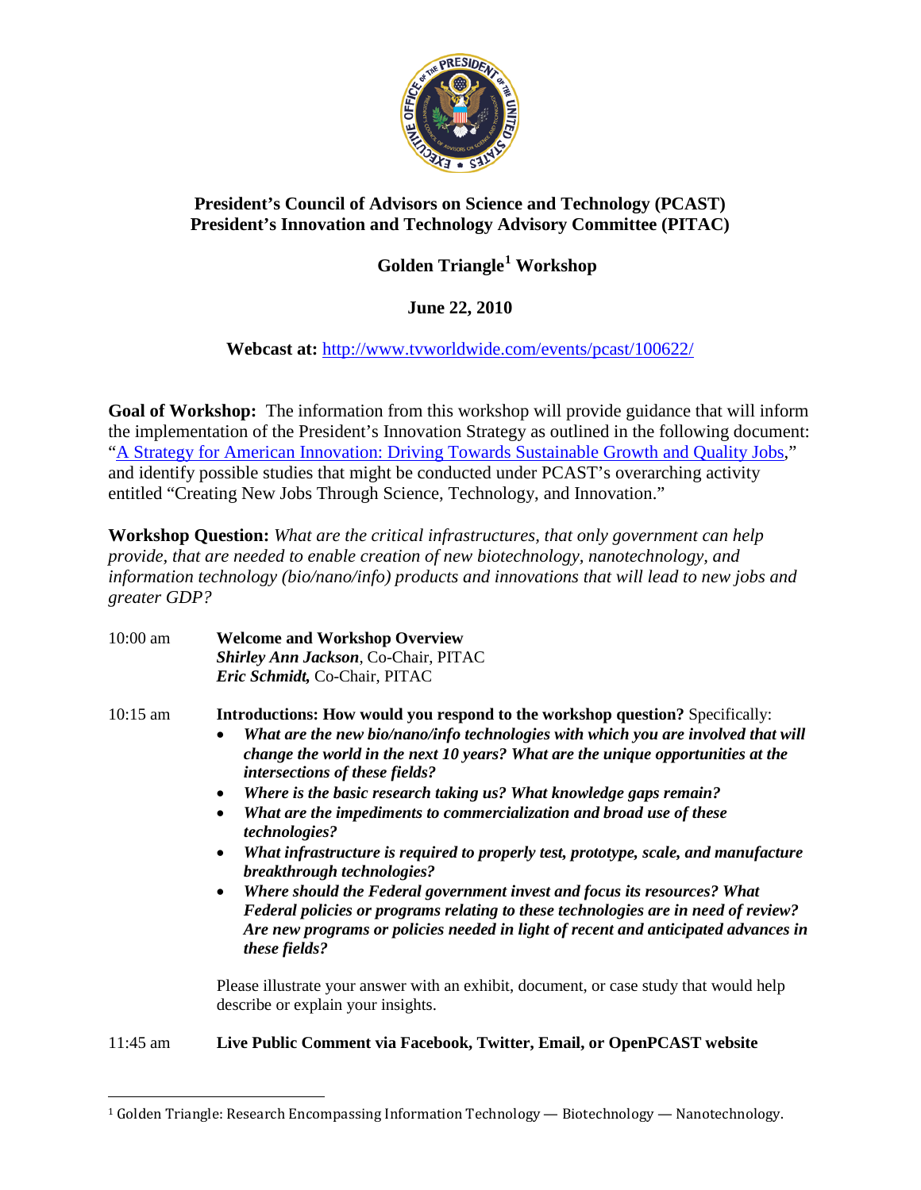**President's Council of Advisors on Science and Technology (PCAST)**
**President's Innovation and Technology Advisory Committee (PITAC)**

# Golden Triangle[1] Workshop

**June 22, 2010**

**Webcast at:** http://www.tvworldwide.com/events/pcast/100622/

**Goal of Workshop:** The information from this workshop will provide guidance that will inform the implementation of the President's Innovation Strategy as outlined in the following document: "A Strategy for American Innovation: Driving Towards Sustainable Growth and Quality Jobs," and identify possible studies that might be conducted under PCAST's overarching activity entitled "Creating New Jobs Through Science, Technology, and Innovation."

**Workshop Question:** *What are the critical infrastructures, that only government can help provide, that are needed to enable creation of new biotechnology, nanotechnology, and information technology (bio/nano/info) products and innovations that will lead to new jobs and greater GDP?*

10:00 am **Welcome and Workshop Overview**
***Shirley Ann Jackson***, Co-Chair, PITAC
***Eric Schmidt,*** Co-Chair, PITAC

10:15 am **Introductions: How would you respond to the workshop question?** Specifically:

- ***What are the new bio/nano/info technologies with which you are involved that will change the world in the next 10 years? What are the unique opportunities at the intersections of these fields?***
- ***Where is the basic research taking us? What knowledge gaps remain?***
- ***What are the impediments to commercialization and broad use of these technologies?***
- ***What infrastructure is required to properly test, prototype, scale, and manufacture breakthrough technologies?***
- ***Where should the Federal government invest and focus its resources? What Federal policies or programs relating to these technologies are in need of review? Are new programs or policies needed in light of recent and anticipated advances in these fields?***

Please illustrate your answer with an exhibit, document, or case study that would help describe or explain your insights.

11:45 am **Live Public Comment via Facebook, Twitter, Email, or OpenPCAST website**

[1] Golden Triangle: Research Encompassing Information Technology — Biotechnology — Nanotechnology.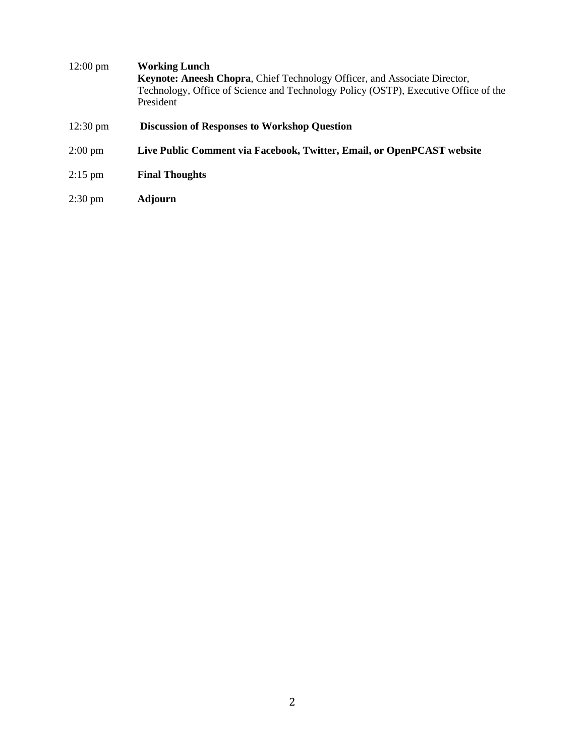12:00 pm **Working Lunch**
**Keynote: Aneesh Chopra**, Chief Technology Officer, and Associate Director, Technology, Office of Science and Technology Policy (OSTP), Executive Office of the President

12:30 pm **Discussion of Responses to Workshop Question**

2:00 pm **Live Public Comment via Facebook, Twitter, Email, or OpenPCAST website**

2:15 pm **Final Thoughts**

2:30 pm **Adjourn**